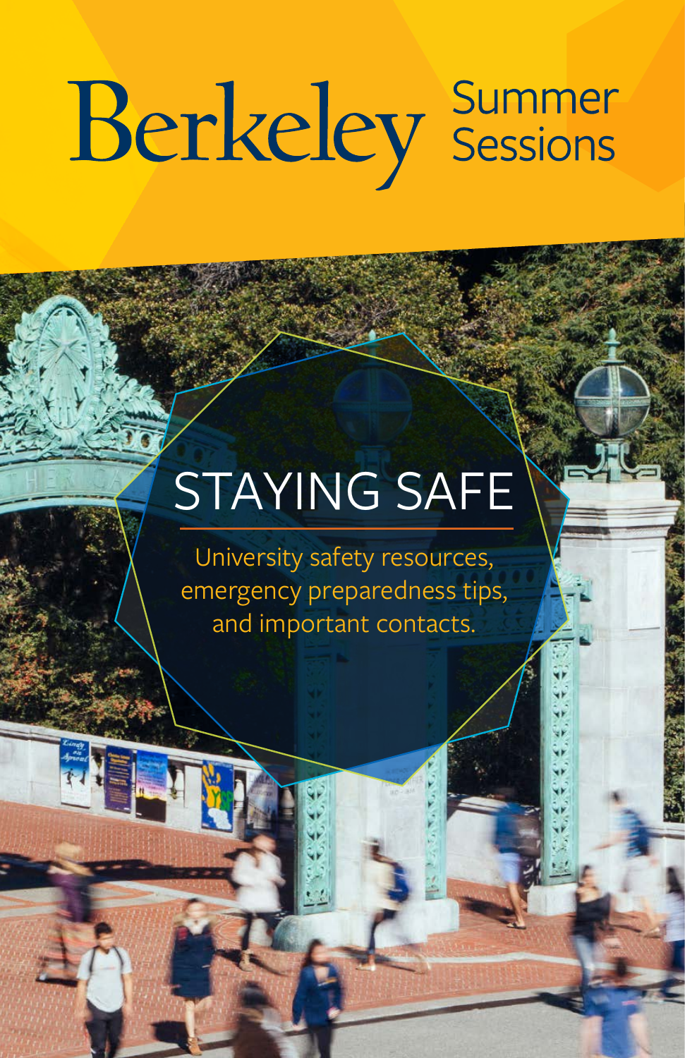Berkeley Summer Sessions

# STAYING SAFE

University safety resources, emergency preparedness tips, and important contacts.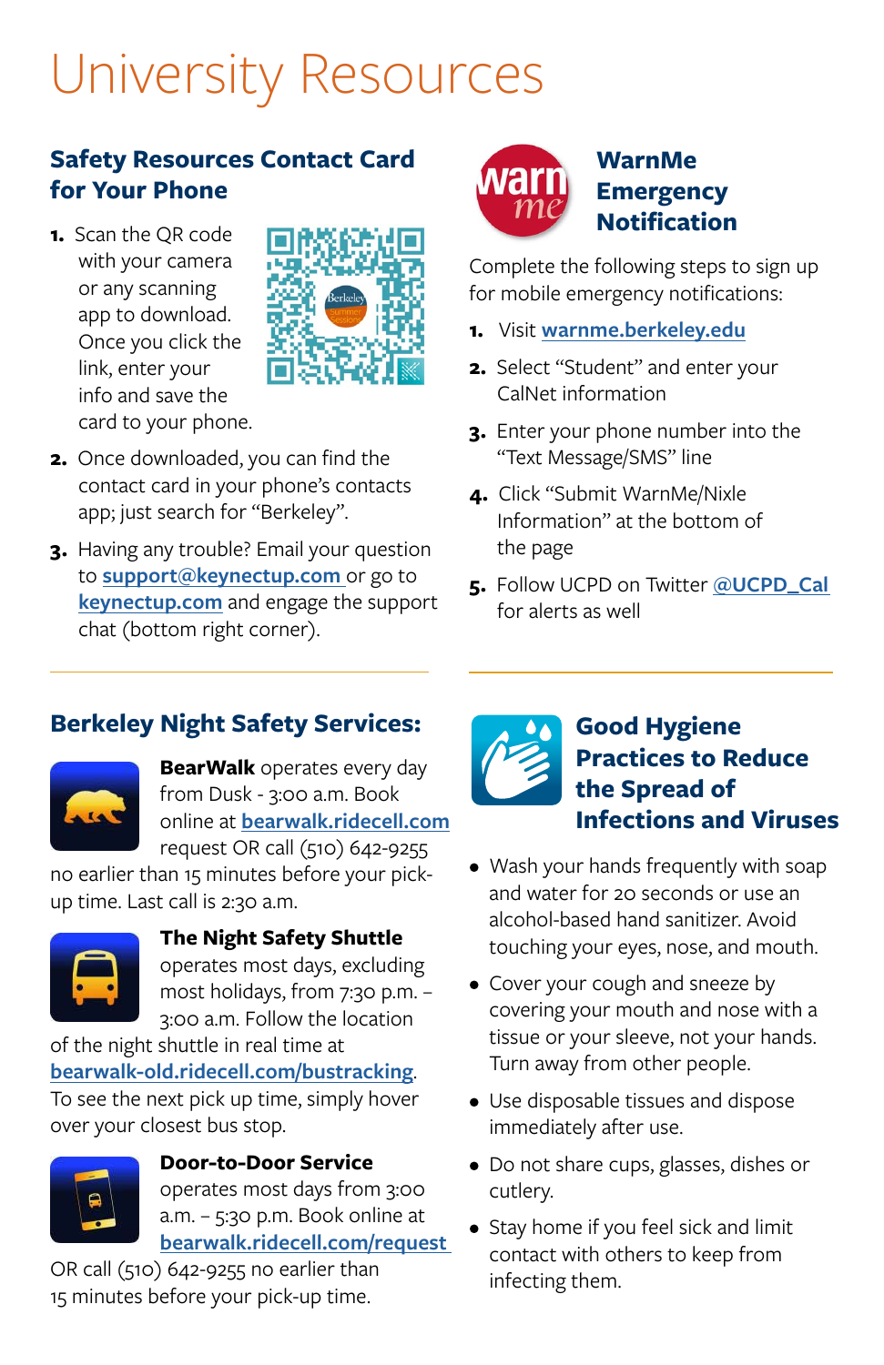# University Resources

## Safety Resources Contact Card for Your Phone

1. Scan the QR code with your camera or any scanning app to download. Once you click the link, enter your info and save the card to your phone.
2. Once downloaded, you can find the contact card in your phone's contacts app; just search for "Berkeley".
3. Having any trouble? Email your question to support@keynectup.com or go to keynectup.com and engage the support chat (bottom right corner).

## WarnMe Emergency Notification

Complete the following steps to sign up for mobile emergency notifications:

1. Visit warnme.berkeley.edu
2. Select "Student" and enter your CalNet information
3. Enter your phone number into the "Text Message/SMS" line
4. Click "Submit WarnMe/Nixle Information" at the bottom of the page
5. Follow UCPD on Twitter @UCPD_Cal for alerts as well

## Berkeley Night Safety Services:

**BearWalk** operates every day from Dusk - 3:00 a.m. Book online at bearwalk.ridecell.com request OR call (510) 642-9255 no earlier than 15 minutes before your pick-up time. Last call is 2:30 a.m.

**The Night Safety Shuttle** operates most days, excluding most holidays, from 7:30 p.m. – 3:00 a.m. Follow the location of the night shuttle in real time at bearwalk-old.ridecell.com/bustracking. To see the next pick up time, simply hover over your closest bus stop.

**Door-to-Door Service** operates most days from 3:00 a.m. – 5:30 p.m. Book online at bearwalk.ridecell.com/request OR call (510) 642-9255 no earlier than 15 minutes before your pick-up time.

## Good Hygiene Practices to Reduce the Spread of Infections and Viruses

- Wash your hands frequently with soap and water for 20 seconds or use an alcohol-based hand sanitizer. Avoid touching your eyes, nose, and mouth.
- Cover your cough and sneeze by covering your mouth and nose with a tissue or your sleeve, not your hands. Turn away from other people.
- Use disposable tissues and dispose immediately after use.
- Do not share cups, glasses, dishes or cutlery.
- Stay home if you feel sick and limit contact with others to keep from infecting them.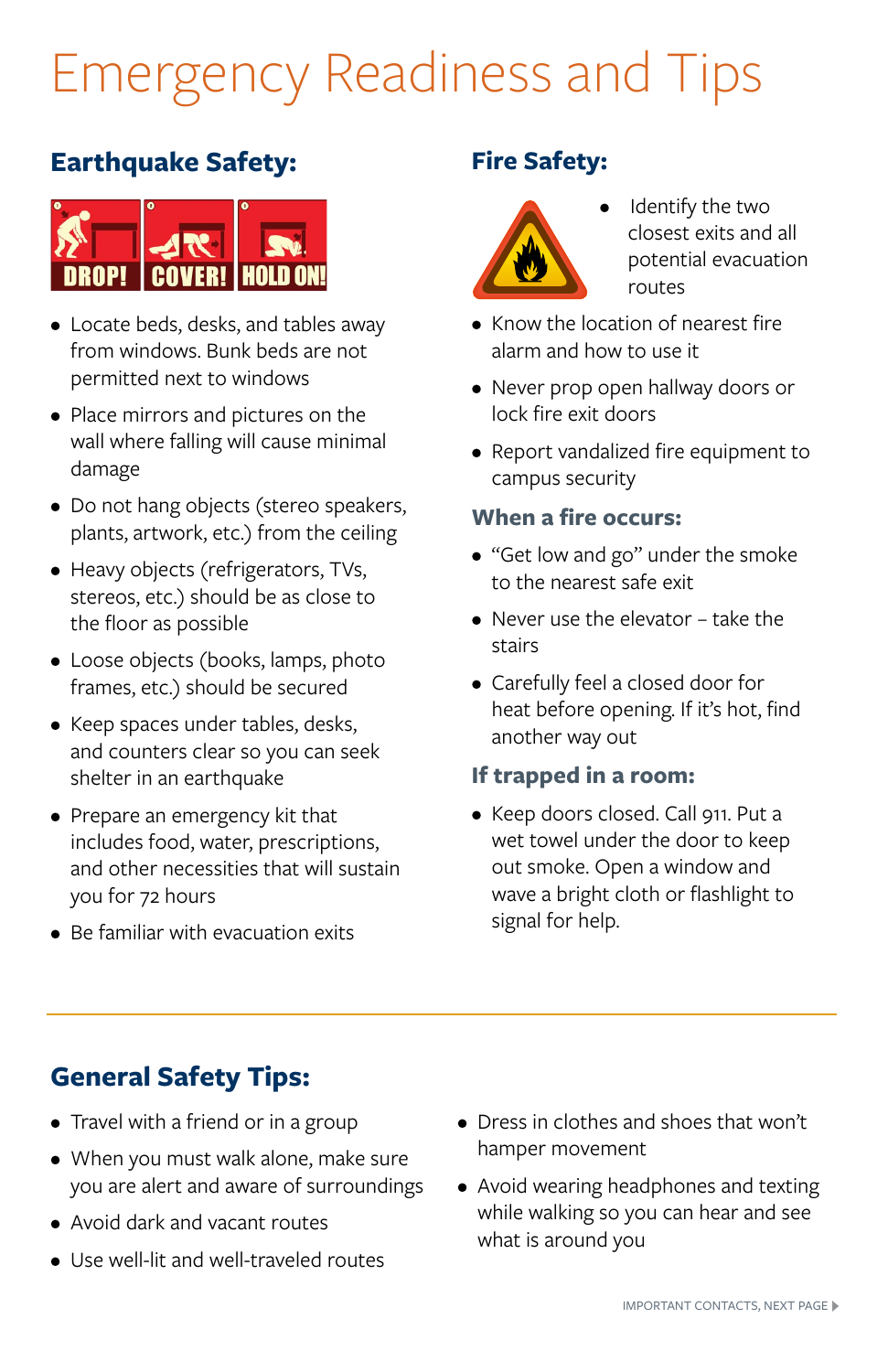# Emergency Readiness and Tips

## Earthquake Safety:

DROP! COVER! HOLD ON!

- Locate beds, desks, and tables away from windows. Bunk beds are not permitted next to windows
- Place mirrors and pictures on the wall where falling will cause minimal damage
- Do not hang objects (stereo speakers, plants, artwork, etc.) from the ceiling
- Heavy objects (refrigerators, TVs, stereos, etc.) should be as close to the floor as possible
- Loose objects (books, lamps, photo frames, etc.) should be secured
- Keep spaces under tables, desks, and counters clear so you can seek shelter in an earthquake
- Prepare an emergency kit that includes food, water, prescriptions, and other necessities that will sustain you for 72 hours
- Be familiar with evacuation exits

## Fire Safety:

- Identify the two closest exits and all potential evacuation routes
- Know the location of nearest fire alarm and how to use it
- Never prop open hallway doors or lock fire exit doors
- Report vandalized fire equipment to campus security

### When a fire occurs:

- “Get low and go” under the smoke to the nearest safe exit
- Never use the elevator – take the stairs
- Carefully feel a closed door for heat before opening. If it’s hot, find another way out

### If trapped in a room:

- Keep doors closed. Call 911. Put a wet towel under the door to keep out smoke. Open a window and wave a bright cloth or flashlight to signal for help.

## General Safety Tips:

- Travel with a friend or in a group
- When you must walk alone, make sure you are alert and aware of surroundings
- Avoid dark and vacant routes
- Use well-lit and well-traveled routes
- Dress in clothes and shoes that won’t hamper movement
- Avoid wearing headphones and texting while walking so you can hear and see what is around you

IMPORTANT CONTACTS, NEXT PAGE ▶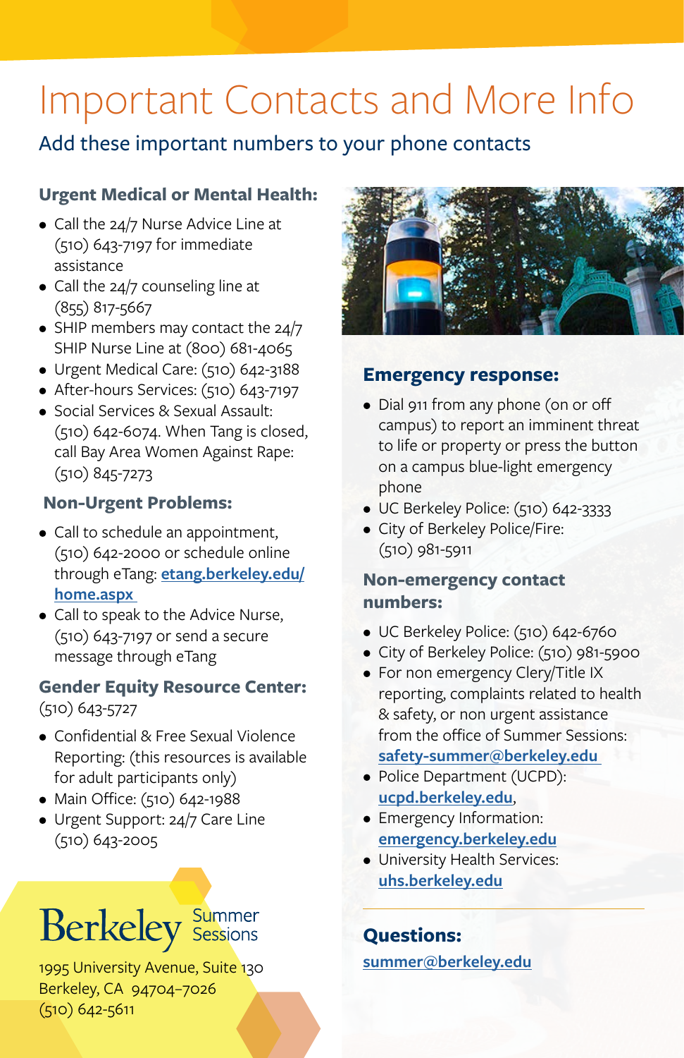# Important Contacts and More Info

## Add these important numbers to your phone contacts

### Urgent Medical or Mental Health:

- Call the 24/7 Nurse Advice Line at (510) 643-7197 for immediate assistance
- Call the 24/7 counseling line at (855) 817-5667
- SHIP members may contact the 24/7 SHIP Nurse Line at (800) 681-4065
- Urgent Medical Care: (510) 642-3188
- After-hours Services: (510) 643-7197
- Social Services & Sexual Assault: (510) 642-6074. When Tang is closed, call Bay Area Women Against Rape: (510) 845-7273

### Non-Urgent Problems:

- Call to schedule an appointment, (510) 642-2000 or schedule online through eTang: etang.berkeley.edu/home.aspx
- Call to speak to the Advice Nurse, (510) 643-7197 or send a secure message through eTang

### Gender Equity Resource Center:

(510) 643-5727

- Confidential & Free Sexual Violence Reporting: (this resources is available for adult participants only)
- Main Office: (510) 642-1988
- Urgent Support: 24/7 Care Line (510) 643-2005

Berkeley Summer Sessions

1995 University Avenue, Suite 130
Berkeley, CA 94704–7026
(510) 642-5611

### Emergency response:

- Dial 911 from any phone (on or off campus) to report an imminent threat to life or property or press the button on a campus blue-light emergency phone
- UC Berkeley Police: (510) 642-3333
- City of Berkeley Police/Fire: (510) 981-5911

### Non-emergency contact numbers:

- UC Berkeley Police: (510) 642-6760
- City of Berkeley Police: (510) 981-5900
- For non emergency Clery/Title IX reporting, complaints related to health & safety, or non urgent assistance from the office of Summer Sessions: safety-summer@berkeley.edu
- Police Department (UCPD): ucpd.berkeley.edu,
- Emergency Information: emergency.berkeley.edu
- University Health Services: uhs.berkeley.edu

### Questions:

summer@berkeley.edu